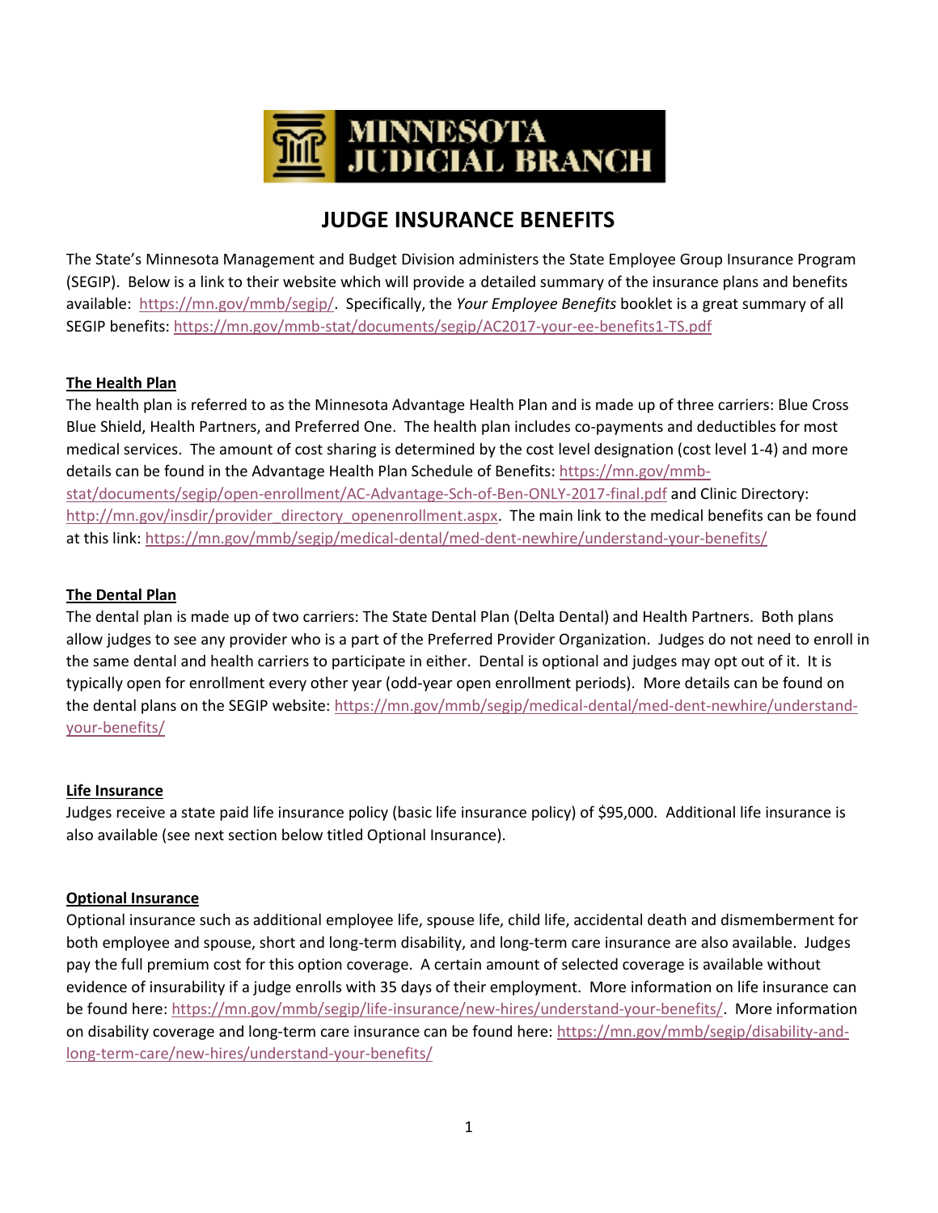# JUDGE INSURANCE BENEFITS

The State's Minnesota Management and Budget Division administers the State Employee Group Insurance Program (SEGIP). Below is a link to their website which will provide a detailed summary of the insurance plans and benefits available: https://mn.gov/mmb/segip/. Specifically, the *Your Employee Benefits* booklet is a great summary of all SEGIP benefits: https://mn.gov/mmb-stat/documents/segip/AC2017-your-ee-benefits1-TS.pdf

## The Health Plan

The health plan is referred to as the Minnesota Advantage Health Plan and is made up of three carriers: Blue Cross Blue Shield, Health Partners, and Preferred One. The health plan includes co-payments and deductibles for most medical services. The amount of cost sharing is determined by the cost level designation (cost level 1-4) and more details can be found in the Advantage Health Plan Schedule of Benefits: https://mn.gov/mmb-stat/documents/segip/open-enrollment/AC-Advantage-Sch-of-Ben-ONLY-2017-final.pdf and Clinic Directory: http://mn.gov/insdir/provider_directory_openenrollment.aspx. The main link to the medical benefits can be found at this link: https://mn.gov/mmb/segip/medical-dental/med-dent-newhire/understand-your-benefits/

## The Dental Plan

The dental plan is made up of two carriers: The State Dental Plan (Delta Dental) and Health Partners. Both plans allow judges to see any provider who is a part of the Preferred Provider Organization. Judges do not need to enroll in the same dental and health carriers to participate in either. Dental is optional and judges may opt out of it. It is typically open for enrollment every other year (odd-year open enrollment periods). More details can be found on the dental plans on the SEGIP website: https://mn.gov/mmb/segip/medical-dental/med-dent-newhire/understand-your-benefits/

## Life Insurance

Judges receive a state paid life insurance policy (basic life insurance policy) of $95,000. Additional life insurance is also available (see next section below titled Optional Insurance).

## Optional Insurance

Optional insurance such as additional employee life, spouse life, child life, accidental death and dismemberment for both employee and spouse, short and long-term disability, and long-term care insurance are also available. Judges pay the full premium cost for this option coverage. A certain amount of selected coverage is available without evidence of insurability if a judge enrolls with 35 days of their employment. More information on life insurance can be found here: https://mn.gov/mmb/segip/life-insurance/new-hires/understand-your-benefits/. More information on disability coverage and long-term care insurance can be found here: https://mn.gov/mmb/segip/disability-and-long-term-care/new-hires/understand-your-benefits/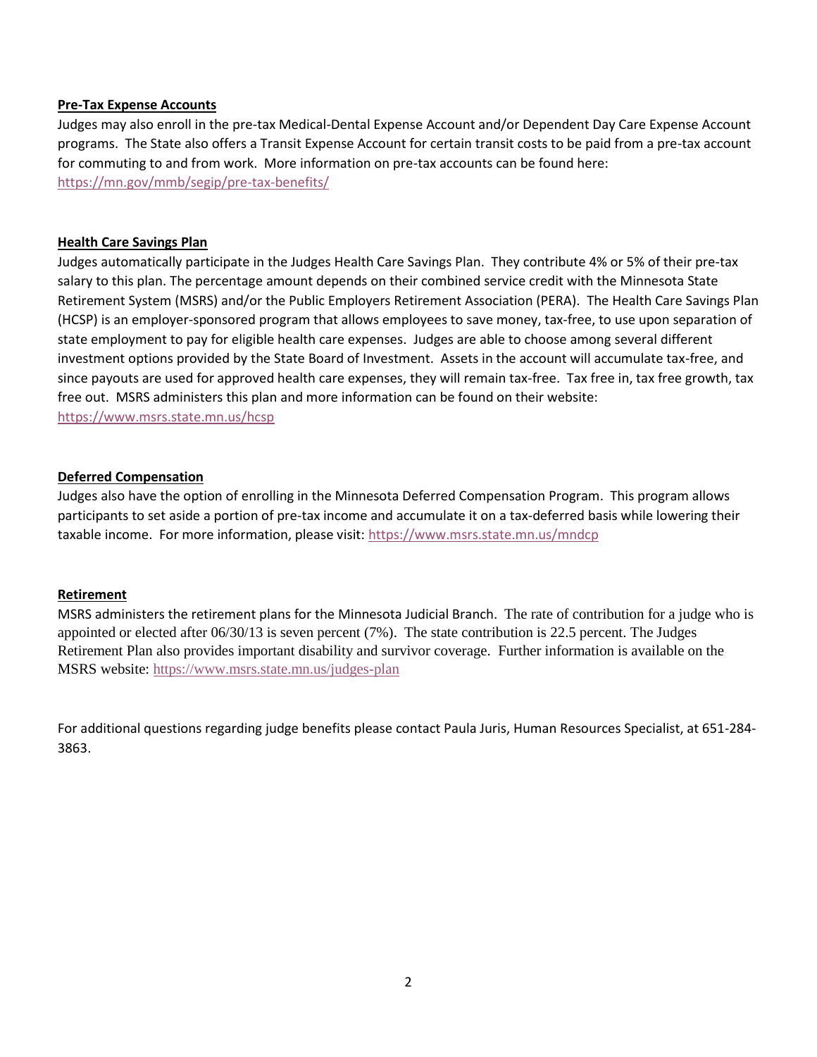**Pre-Tax Expense Accounts**

Judges may also enroll in the pre-tax Medical-Dental Expense Account and/or Dependent Day Care Expense Account programs. The State also offers a Transit Expense Account for certain transit costs to be paid from a pre-tax account for commuting to and from work. More information on pre-tax accounts can be found here: https://mn.gov/mmb/segip/pre-tax-benefits/

**Health Care Savings Plan**

Judges automatically participate in the Judges Health Care Savings Plan. They contribute 4% or 5% of their pre-tax salary to this plan. The percentage amount depends on their combined service credit with the Minnesota State Retirement System (MSRS) and/or the Public Employers Retirement Association (PERA). The Health Care Savings Plan (HCSP) is an employer-sponsored program that allows employees to save money, tax-free, to use upon separation of state employment to pay for eligible health care expenses. Judges are able to choose among several different investment options provided by the State Board of Investment. Assets in the account will accumulate tax-free, and since payouts are used for approved health care expenses, they will remain tax-free. Tax free in, tax free growth, tax free out. MSRS administers this plan and more information can be found on their website: https://www.msrs.state.mn.us/hcsp

**Deferred Compensation**

Judges also have the option of enrolling in the Minnesota Deferred Compensation Program. This program allows participants to set aside a portion of pre-tax income and accumulate it on a tax-deferred basis while lowering their taxable income. For more information, please visit: https://www.msrs.state.mn.us/mndcp

**Retirement**

MSRS administers the retirement plans for the Minnesota Judicial Branch. The rate of contribution for a judge who is appointed or elected after 06/30/13 is seven percent (7%). The state contribution is 22.5 percent. The Judges Retirement Plan also provides important disability and survivor coverage. Further information is available on the MSRS website: https://www.msrs.state.mn.us/judges-plan

For additional questions regarding judge benefits please contact Paula Juris, Human Resources Specialist, at 651-284-3863.